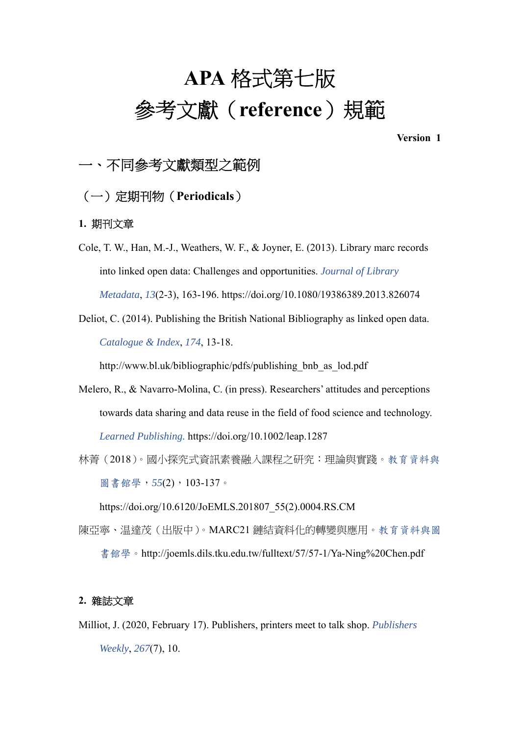# APA 格式第七版
# 參考文獻（reference）規範

**Version 1**

## 一、不同參考文獻類型之範例

### （一）定期刊物（Periodicals）

**1.** 期刊文章

Cole, T. W., Han, M.-J., Weathers, W. F., & Joyner, E. (2013). Library marc records into linked open data: Challenges and opportunities. *Journal of Library Metadata*, *13*(2-3), 163-196. https://doi.org/10.1080/19386389.2013.826074

Deliot, C. (2014). Publishing the British National Bibliography as linked open data. *Catalogue & Index*, *174*, 13-18. http://www.bl.uk/bibliographic/pdfs/publishing_bnb_as_lod.pdf

Melero, R., & Navarro-Molina, C. (in press). Researchers' attitudes and perceptions towards data sharing and data reuse in the field of food science and technology. *Learned Publishing.* https://doi.org/10.1002/leap.1287

林菁（2018）。國小探究式資訊素養融入課程之研究：理論與實踐。*教育資料與圖書館學*，*55*(2)，103-137。https://doi.org/10.6120/JoEMLS.201807_55(2).0004.RS.CM

陳亞寧、温達茂（出版中）。MARC21 鏈結資料化的轉變與應用。*教育資料與圖書館學*。http://joemls.dils.tku.edu.tw/fulltext/57/57-1/Ya-Ning%20Chen.pdf

**2.** 雜誌文章

Milliot, J. (2020, February 17). Publishers, printers meet to talk shop. *Publishers Weekly*, *267*(7), 10.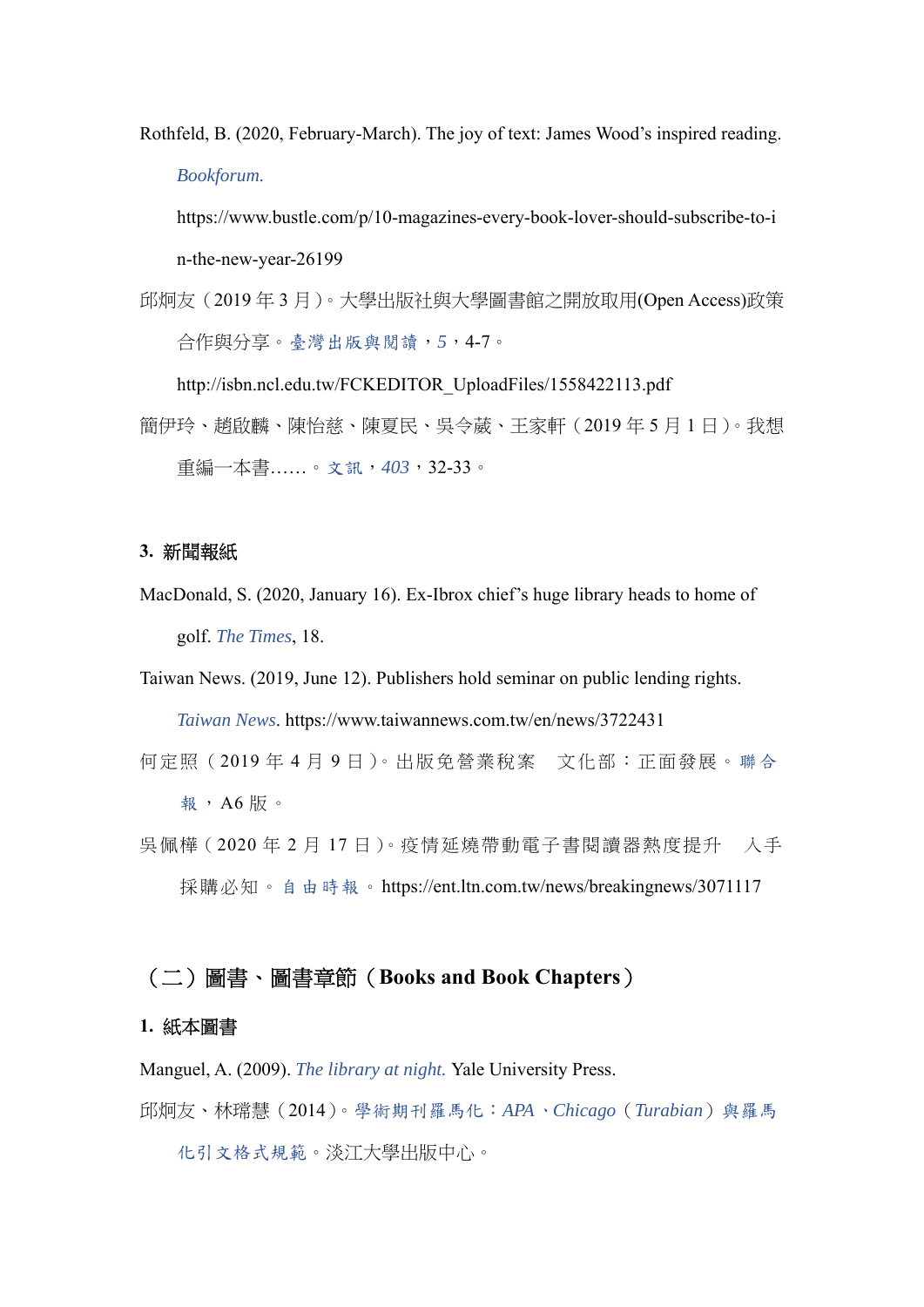Rothfeld, B. (2020, February-March). The joy of text: James Wood's inspired reading. *Bookforum.* https://www.bustle.com/p/10-magazines-every-book-lover-should-subscribe-to-in-the-new-year-26199

邱炯友（2019 年 3 月）。大學出版社與大學圖書館之開放取用(Open Access)政策合作與分享。*臺灣出版與閱讀*，*5*，4-7。http://isbn.ncl.edu.tw/FCKEDITOR_UploadFiles/1558422113.pdf

簡伊玲、趙啟麟、陳怡慈、陳夏民、吳令葳、王家軒（2019 年 5 月 1 日）。我想重編一本書……。*文訊*，*403*，32-33。

### 3. 新聞報紙

MacDonald, S. (2020, January 16). Ex-Ibrox chief's huge library heads to home of golf. *The Times*, 18.

Taiwan News. (2019, June 12). Publishers hold seminar on public lending rights. *Taiwan News*. https://www.taiwannews.com.tw/en/news/3722431

何定照（2019 年 4 月 9 日）。出版免營業稅案　文化部：正面發展。*聯合報*，A6 版。

吳佩樺（2020 年 2 月 17 日）。疫情延燒帶動電子書閱讀器熱度提升　入手採購必知。*自由時報*。https://ent.ltn.com.tw/news/breakingnews/3071117

## （二）圖書、圖書章節（Books and Book Chapters）

### 1. 紙本圖書

Manguel, A. (2009). *The library at night.* Yale University Press.

邱炯友、林瑺慧（2014）。*學術期刊羅馬化：APA、Chicago（Turabian）與羅馬化引文格式規範*。淡江大學出版中心。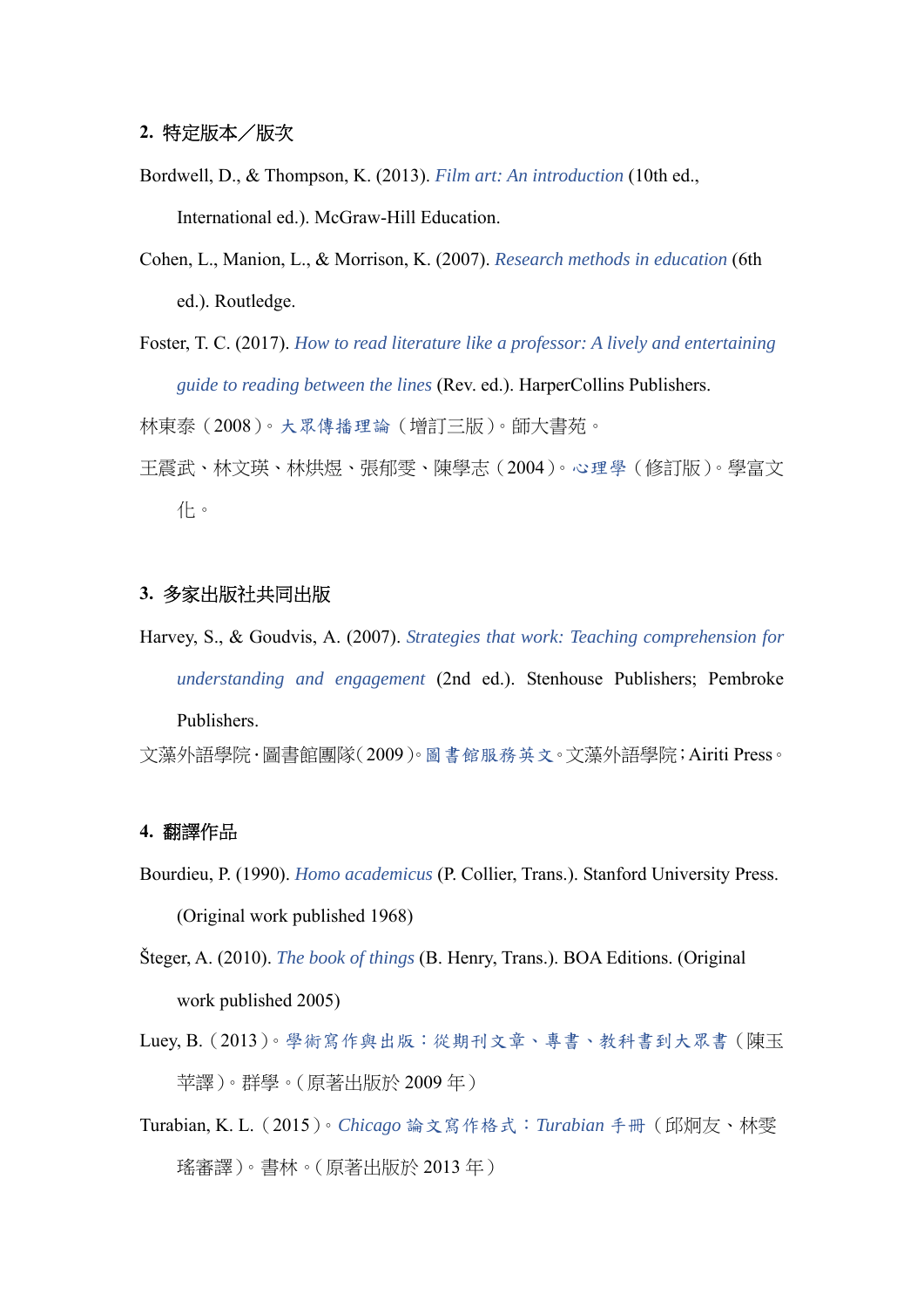**2. 特定版本／版次**

Bordwell, D., & Thompson, K. (2013). *Film art: An introduction* (10th ed., International ed.). McGraw-Hill Education.

Cohen, L., Manion, L., & Morrison, K. (2007). *Research methods in education* (6th ed.). Routledge.

Foster, T. C. (2017). *How to read literature like a professor: A lively and entertaining guide to reading between the lines* (Rev. ed.). HarperCollins Publishers.

林東泰（2008）。*大眾傳播理論*（增訂三版）。師大書苑。

王震武、林文瑛、林烘煜、張郁雯、陳學志（2004）。*心理學*（修訂版）。學富文化。

**3. 多家出版社共同出版**

Harvey, S., & Goudvis, A. (2007). *Strategies that work: Teaching comprehension for understanding and engagement* (2nd ed.). Stenhouse Publishers; Pembroke Publishers.

文藻外語學院．圖書館團隊（2009）。*圖書館服務英文*。文藻外語學院；Airiti Press。

**4. 翻譯作品**

Bourdieu, P. (1990). *Homo academicus* (P. Collier, Trans.). Stanford University Press. (Original work published 1968)

Šteger, A. (2010). *The book of things* (B. Henry, Trans.). BOA Editions. (Original work published 2005)

Luey, B.（2013）。*學術寫作與出版：從期刊文章、專書、教科書到大眾書*（陳玉苹譯）。群學。（原著出版於 2009 年）

Turabian, K. L.（2015）。*Chicago 論文寫作格式：Turabian 手冊*（邱炯友、林雯瑤審譯）。書林。（原著出版於 2013 年）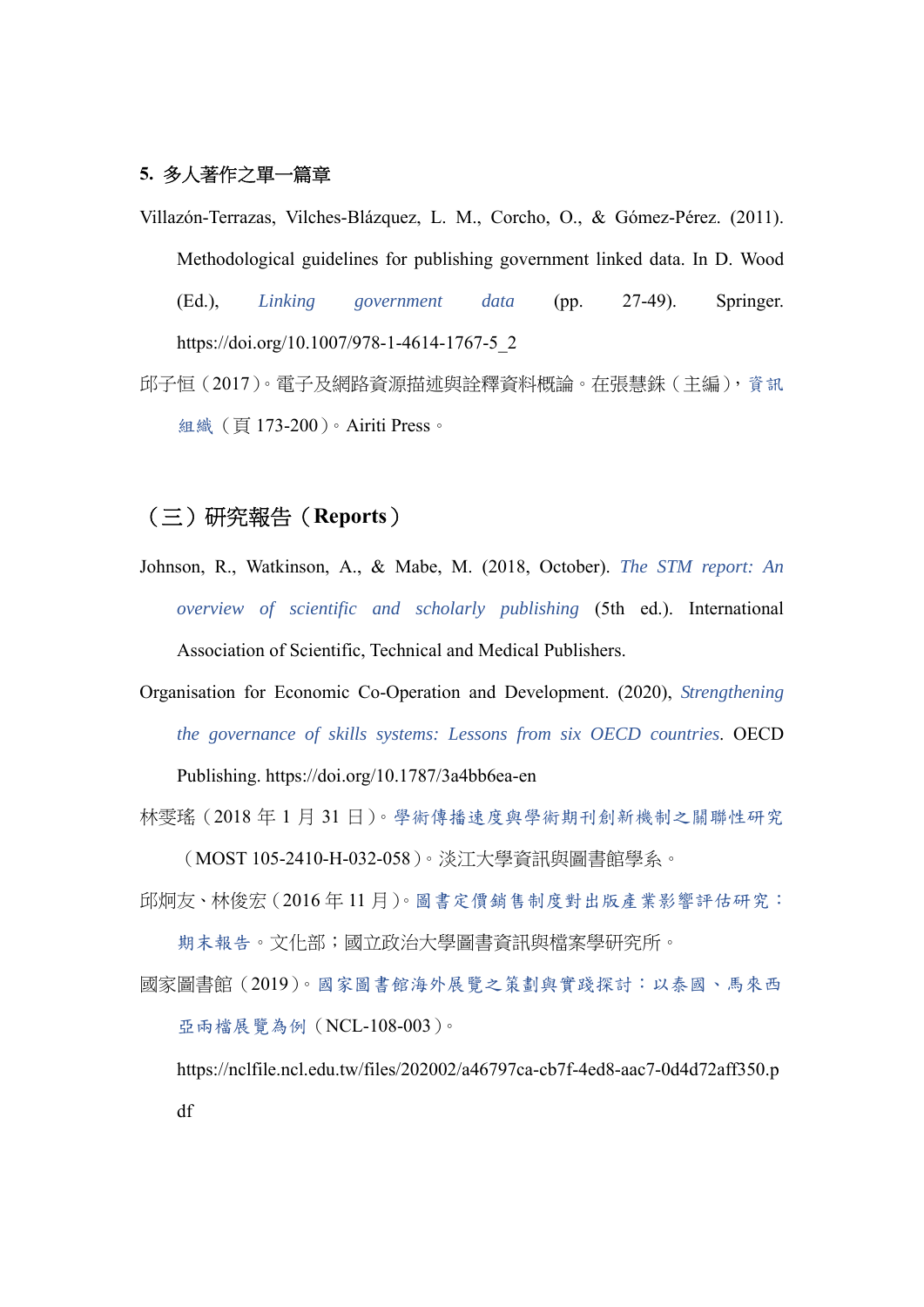**5. 多人著作之單一篇章**

Villazón-Terrazas, Vilches-Blázquez, L. M., Corcho, O., & Gómez-Pérez. (2011). Methodological guidelines for publishing government linked data. In D. Wood (Ed.), *Linking government data* (pp. 27-49). Springer. https://doi.org/10.1007/978-1-4614-1767-5_2

邱子恒（2017）。電子及網路資源描述與詮釋資料概論。在張慧銖（主編），*資訊組織*（頁 173-200）。Airiti Press。

## （三）研究報告（Reports）

Johnson, R., Watkinson, A., & Mabe, M. (2018, October). *The STM report: An overview of scientific and scholarly publishing* (5th ed.). International Association of Scientific, Technical and Medical Publishers.

Organisation for Economic Co-Operation and Development. (2020), *Strengthening the governance of skills systems: Lessons from six OECD countries*. OECD Publishing. https://doi.org/10.1787/3a4bb6ea-en

林雯瑤（2018 年 1 月 31 日）。*學術傳播速度與學術期刊創新機制之關聯性研究*（MOST 105-2410-H-032-058）。淡江大學資訊與圖書館學系。

邱炯友、林俊宏（2016 年 11 月）。*圖書定價銷售制度對出版產業影響評估研究：期末報告*。文化部；國立政治大學圖書資訊與檔案學研究所。

國家圖書館（2019）。*國家圖書館海外展覽之策劃與實踐探討：以泰國、馬來西亞兩檔展覽為例*（NCL-108-003）。https://nclfile.ncl.edu.tw/files/202002/a46797ca-cb7f-4ed8-aac7-0d4d72aff350.pdf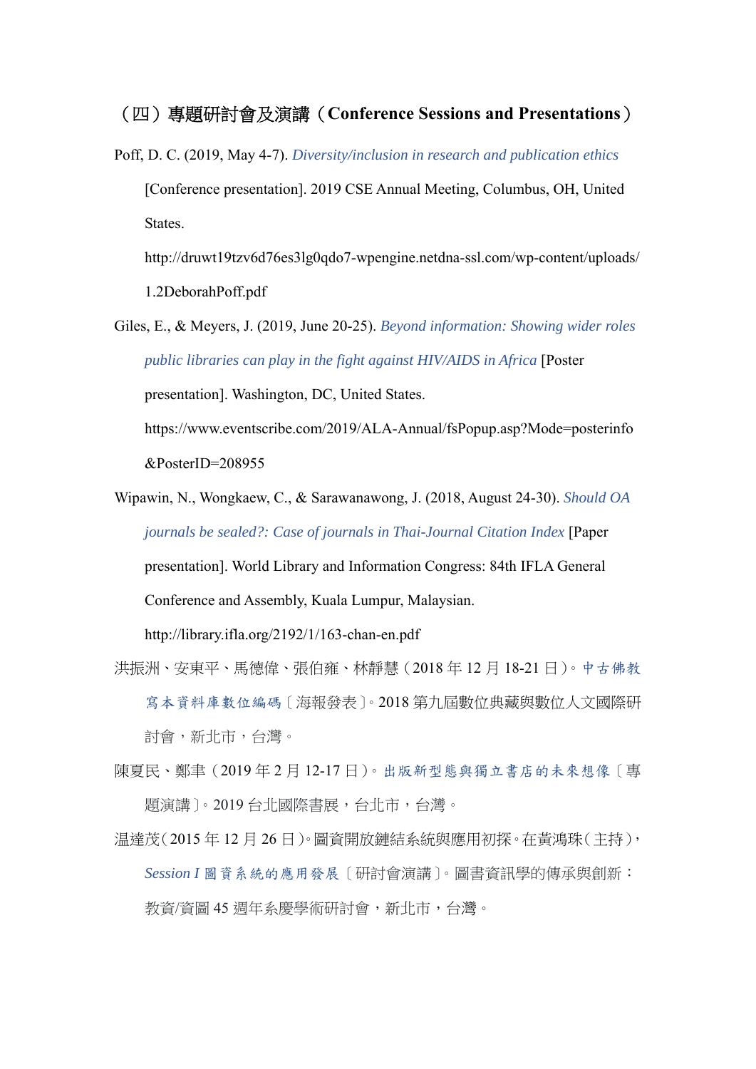## （四）專題研討會及演講（Conference Sessions and Presentations）

Poff, D. C. (2019, May 4-7). *Diversity/inclusion in research and publication ethics* [Conference presentation]. 2019 CSE Annual Meeting, Columbus, OH, United States. http://druwt19tzv6d76es3lg0qdo7-wpengine.netdna-ssl.com/wp-content/uploads/1.2DeborahPoff.pdf

Giles, E., & Meyers, J. (2019, June 20-25). *Beyond information: Showing wider roles public libraries can play in the fight against HIV/AIDS in Africa* [Poster presentation]. Washington, DC, United States. https://www.eventscribe.com/2019/ALA-Annual/fsPopup.asp?Mode=posterinfo&PosterID=208955

Wipawin, N., Wongkaew, C., & Sarawanawong, J. (2018, August 24-30). *Should OA journals be sealed?: Case of journals in Thai-Journal Citation Index* [Paper presentation]. World Library and Information Congress: 84th IFLA General Conference and Assembly, Kuala Lumpur, Malaysian. http://library.ifla.org/2192/1/163-chan-en.pdf

洪振洲、安東平、馬德偉、張伯雍、林靜慧（2018 年 12 月 18-21 日）。*中古佛教寫本資料庫數位編碼*〔海報發表〕。2018 第九屆數位典藏與數位人文國際研討會，新北市，台灣。

陳夏民、鄭聿（2019 年 2 月 12-17 日）。*出版新型態與獨立書店的未來想像*〔專題演講〕。2019 台北國際書展，台北市，台灣。

温達茂（2015 年 12 月 26 日）。圖資開放鏈結系統與應用初探。在黃鴻珠（主持），*Session I 圖資系統的應用發展*〔研討會演講〕。圖書資訊學的傳承與創新：教資/資圖 45 週年系慶學術研討會，新北市，台灣。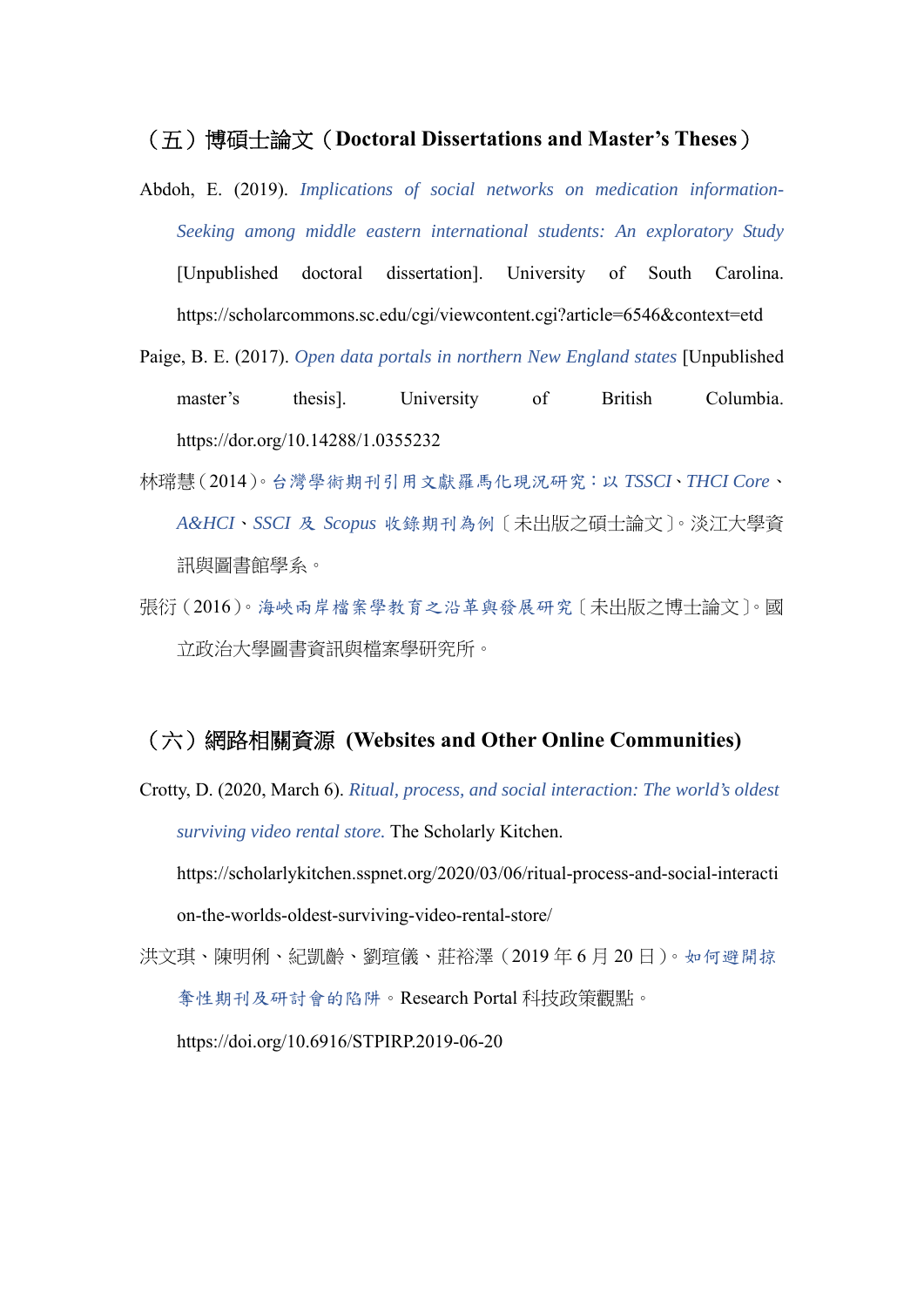## （五）博碩士論文（Doctoral Dissertations and Master's Theses）

Abdoh, E. (2019). *Implications of social networks on medication information-Seeking among middle eastern international students: An exploratory Study* [Unpublished doctoral dissertation]. University of South Carolina. https://scholarcommons.sc.edu/cgi/viewcontent.cgi?article=6546&context=etd

Paige, B. E. (2017). *Open data portals in northern New England states* [Unpublished master's thesis]. University of British Columbia. https://dor.org/10.14288/1.0355232

林瑞慧（2014）。*台灣學術期刊引用文獻羅馬化現況研究：以 TSSCI、THCI Core、A&HCI、SSCI 及 Scopus 收錄期刊為例*〔未出版之碩士論文〕。淡江大學資訊與圖書館學系。

張衍（2016）。*海峽兩岸檔案學教育之沿革與發展研究*〔未出版之博士論文〕。國立政治大學圖書資訊與檔案學研究所。

## （六）網路相關資源 (Websites and Other Online Communities)

Crotty, D. (2020, March 6). *Ritual, process, and social interaction: The world's oldest surviving video rental store.* The Scholarly Kitchen. https://scholarlykitchen.sspnet.org/2020/03/06/ritual-process-and-social-interaction-the-worlds-oldest-surviving-video-rental-store/

洪文琪、陳明俐、紀凱齡、劉瑄儀、莊裕澤（2019 年 6 月 20 日）。*如何避開掠奪性期刊及研討會的陷阱*。Research Portal 科技政策觀點。https://doi.org/10.6916/STPIRP.2019-06-20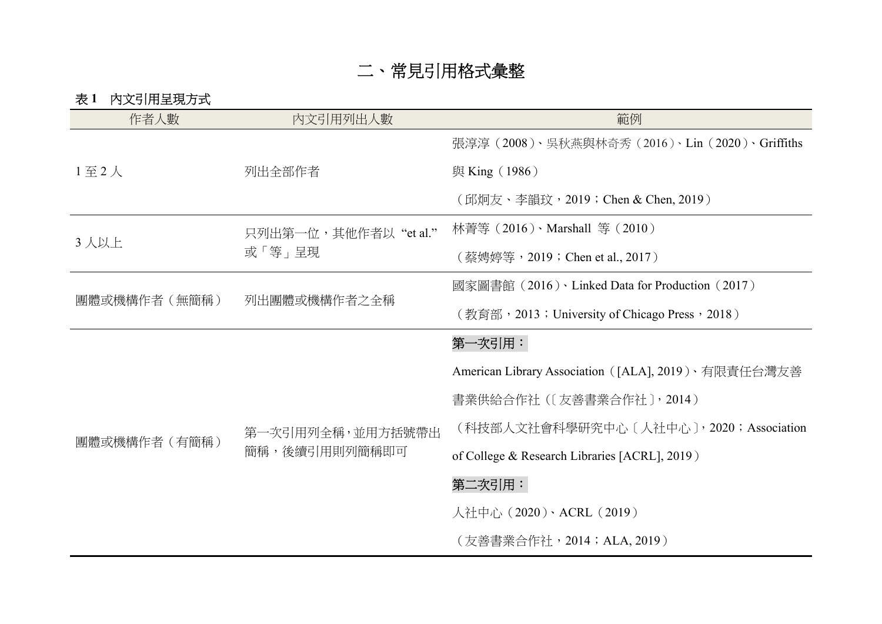## 二、常見引用格式彙整

**表 1**　內文引用呈現方式

| 作者人數 | 內文引用列出人數 | 範例 |
|---|---|---|
| 1 至 2 人 | 列出全部作者 | 張淳淳（2008）、吳秋燕與林奇秀（2016）、Lin（2020）、Griffiths 與 King（1986）<br>（邱炯友、李韻玟，2019；Chen & Chen, 2019） |
| 3 人以上 | 只列出第一位，其他作者以 “et al.” 或「等」呈現 | 林菁等（2016）、Marshall 等（2010）<br>（蔡娉婷等，2019；Chen et al., 2017） |
| 團體或機構作者（無簡稱） | 列出團體或機構作者之全稱 | 國家圖書館（2016）、Linked Data for Production（2017）<br>（教育部，2013；University of Chicago Press，2018） |
| 團體或機構作者（有簡稱） | 第一次引用列全稱，並用方括號帶出簡稱，後續引用則列簡稱即可 | 第一次引用：<br>American Library Association（[ALA], 2019）、有限責任台灣友善書業供給合作社（〔友善書業合作社〕，2014）<br>（科技部人文社會科學研究中心〔人社中心〕，2020；Association of College & Research Libraries [ACRL], 2019）<br>第二次引用：<br>人社中心（2020）、ACRL（2019）<br>（友善書業合作社，2014；ALA, 2019） |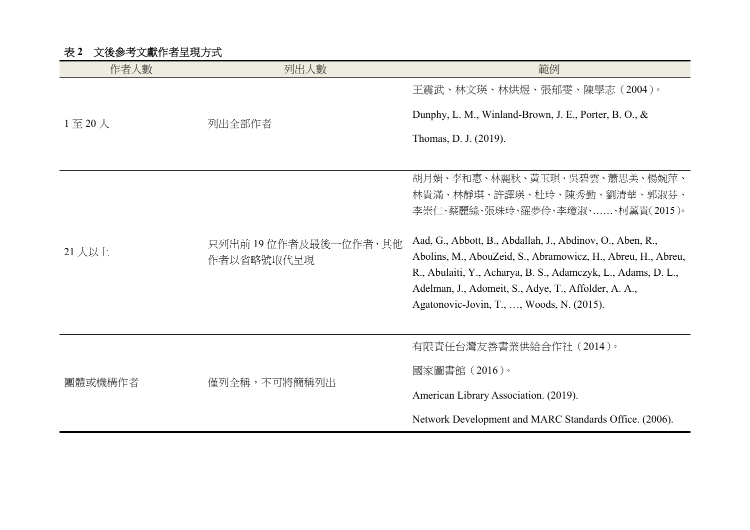**表 2　文後參考文獻作者呈現方式**

| 作者人數 | 列出人數 | 範例 |
|---|---|---|
| 1 至 20 人 | 列出全部作者 | 王震武、林文瑛、林烘煜、張郁雯、陳學志（2004）。<br>Dunphy, L. M., Winland-Brown, J. E., Porter, B. O., & Thomas, D. J. (2019). |
| 21 人以上 | 只列出前 19 位作者及最後一位作者，其他作者以省略號取代呈現 | 胡月娟、李和惠、林麗秋、黃玉琪、吳碧雲、蕭思美、楊婉萍、林貴滿、林靜琪、許譯瑛、杜玲、陳秀勤、劉清華、郭淑芬、李崇仁、蔡麗絲、張珠玲、羅夢伶、李瓊淑、……、柯薰貴（2015）。<br>Aad, G., Abbott, B., Abdallah, J., Abdinov, O., Aben, R., Abolins, M., AbouZeid, S., Abramowicz, H., Abreu, H., Abreu, R., Abulaiti, Y., Acharya, B. S., Adamczyk, L., Adams, D. L., Adelman, J., Adomeit, S., Adye, T., Affolder, A. A., Agatonovic-Jovin, T., …, Woods, N. (2015). |
| 團體或機構作者 | 僅列全稱，不可將簡稱列出 | 有限責任台灣友善書業供給合作社（2014）。<br>國家圖書館（2016）。<br>American Library Association. (2019).<br>Network Development and MARC Standards Office. (2006). |